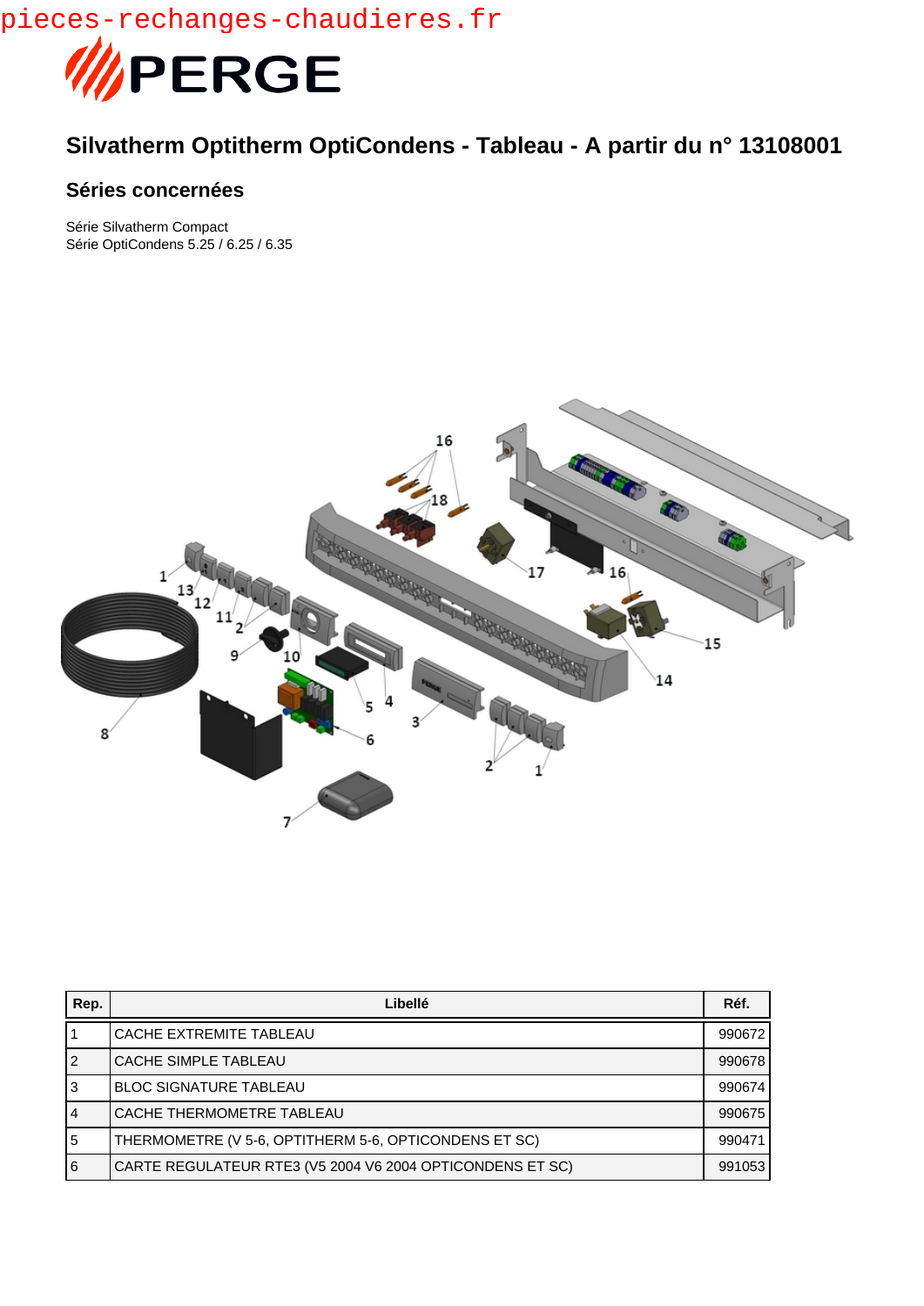pieces-rechanges-chaudieres.fr

PERGE

# Silvatherm Optitherm OptiCondens - Tableau - A partir du n° 13108001

## Séries concernées

Série Silvatherm Compact
Série OptiCondens 5.25 / 6.25 / 6.35

| Rep. | Libellé | Réf. |
|---|---|---|
| 1 | CACHE EXTREMITE TABLEAU | 990672 |
| 2 | CACHE SIMPLE TABLEAU | 990678 |
| 3 | BLOC SIGNATURE TABLEAU | 990674 |
| 4 | CACHE THERMOMETRE TABLEAU | 990675 |
| 5 | THERMOMETRE (V 5-6, OPTITHERM 5-6, OPTICONDENS ET SC) | 990471 |
| 6 | CARTE REGULATEUR RTE3 (V5 2004 V6 2004 OPTICONDENS ET SC) | 991053 |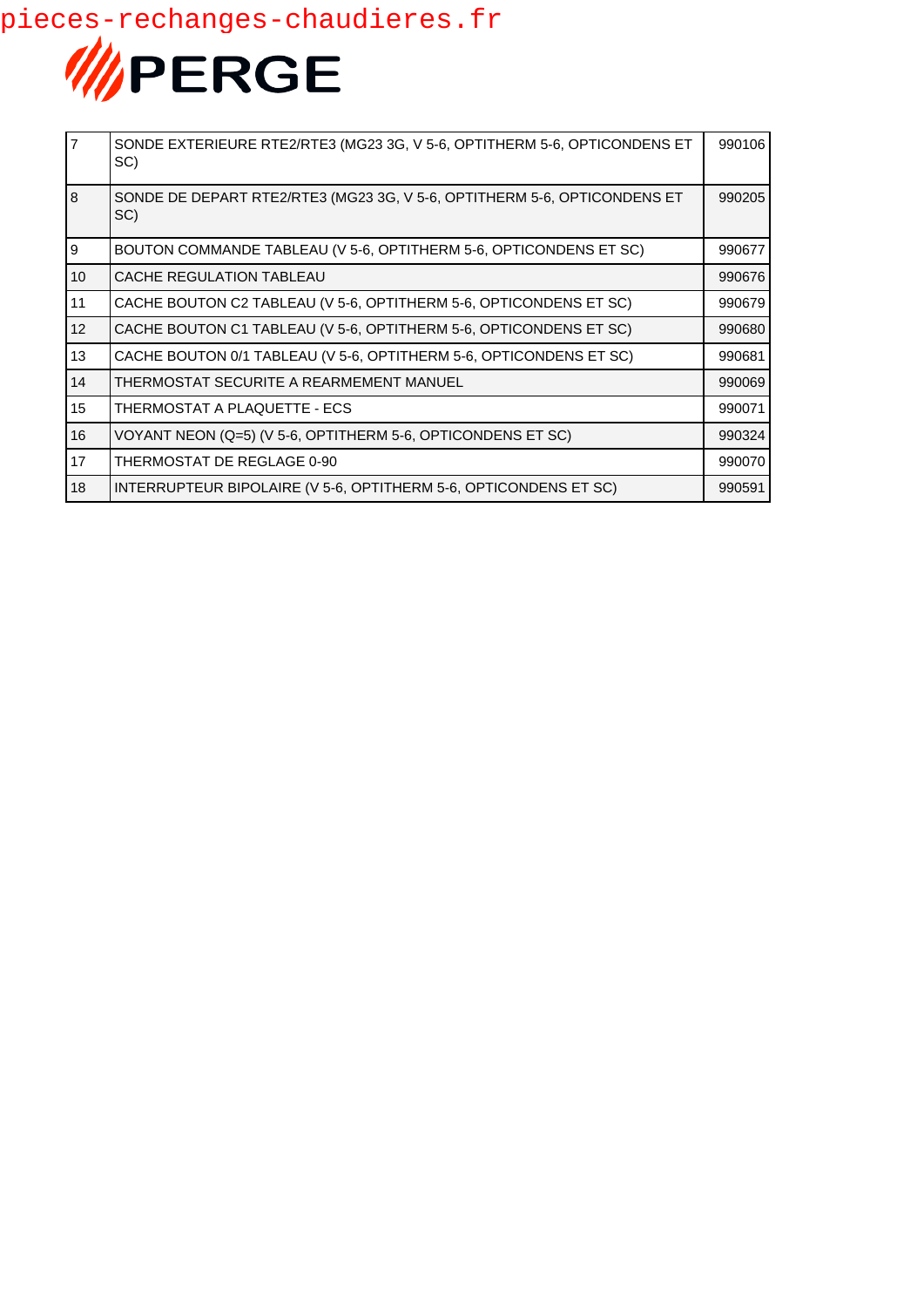pieces-rechanges-chaudieres.fr

PERGE

| | | |
|---|---|---|
| 7 | SONDE EXTERIEURE RTE2/RTE3 (MG23 3G, V 5-6, OPTITHERM 5-6, OPTICONDENS ET SC) | 990106 |
| 8 | SONDE DE DEPART RTE2/RTE3 (MG23 3G, V 5-6, OPTITHERM 5-6, OPTICONDENS ET SC) | 990205 |
| 9 | BOUTON COMMANDE TABLEAU (V 5-6, OPTITHERM 5-6, OPTICONDENS ET SC) | 990677 |
| 10 | CACHE REGULATION TABLEAU | 990676 |
| 11 | CACHE BOUTON C2 TABLEAU (V 5-6, OPTITHERM 5-6, OPTICONDENS ET SC) | 990679 |
| 12 | CACHE BOUTON C1 TABLEAU (V 5-6, OPTITHERM 5-6, OPTICONDENS ET SC) | 990680 |
| 13 | CACHE BOUTON 0/1 TABLEAU (V 5-6, OPTITHERM 5-6, OPTICONDENS ET SC) | 990681 |
| 14 | THERMOSTAT SECURITE A REARMEMENT MANUEL | 990069 |
| 15 | THERMOSTAT A PLAQUETTE - ECS | 990071 |
| 16 | VOYANT NEON (Q=5) (V 5-6, OPTITHERM 5-6, OPTICONDENS ET SC) | 990324 |
| 17 | THERMOSTAT DE REGLAGE 0-90 | 990070 |
| 18 | INTERRUPTEUR BIPOLAIRE (V 5-6, OPTITHERM 5-6, OPTICONDENS ET SC) | 990591 |